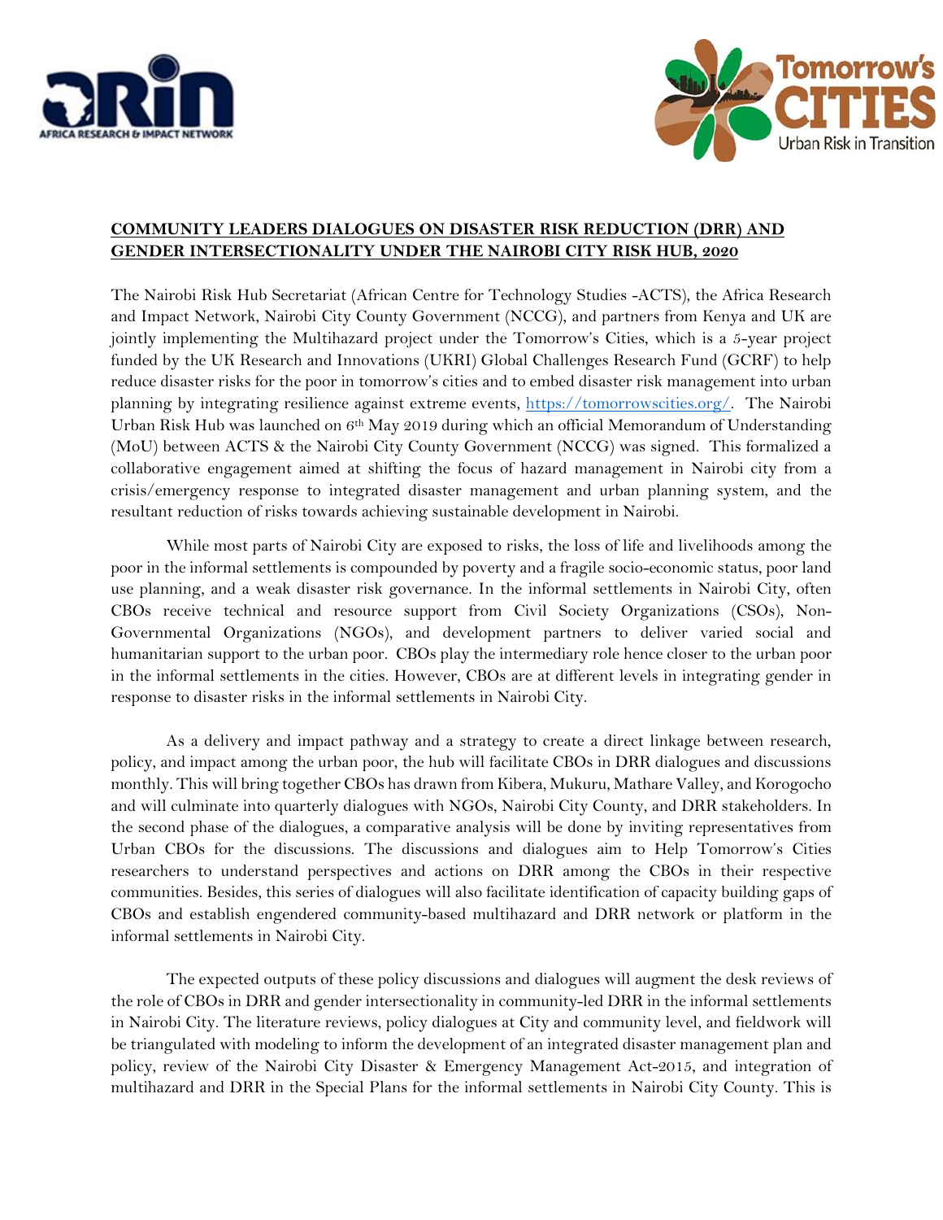**COMMUNITY LEADERS DIALOGUES ON DISASTER RISK REDUCTION (DRR) AND GENDER INTERSECTIONALITY UNDER THE NAIROBI CITY RISK HUB, 2020**

The Nairobi Risk Hub Secretariat (African Centre for Technology Studies -ACTS), the Africa Research and Impact Network, Nairobi City County Government (NCCG), and partners from Kenya and UK are jointly implementing the Multihazard project under the Tomorrow's Cities, which is a 5-year project funded by the UK Research and Innovations (UKRI) Global Challenges Research Fund (GCRF) to help reduce disaster risks for the poor in tomorrow's cities and to embed disaster risk management into urban planning by integrating resilience against extreme events, https://tomorrowscities.org/. The Nairobi Urban Risk Hub was launched on 6th May 2019 during which an official Memorandum of Understanding (MoU) between ACTS & the Nairobi City County Government (NCCG) was signed. This formalized a collaborative engagement aimed at shifting the focus of hazard management in Nairobi city from a crisis/emergency response to integrated disaster management and urban planning system, and the resultant reduction of risks towards achieving sustainable development in Nairobi.

While most parts of Nairobi City are exposed to risks, the loss of life and livelihoods among the poor in the informal settlements is compounded by poverty and a fragile socio-economic status, poor land use planning, and a weak disaster risk governance. In the informal settlements in Nairobi City, often CBOs receive technical and resource support from Civil Society Organizations (CSOs), Non-Governmental Organizations (NGOs), and development partners to deliver varied social and humanitarian support to the urban poor. CBOs play the intermediary role hence closer to the urban poor in the informal settlements in the cities. However, CBOs are at different levels in integrating gender in response to disaster risks in the informal settlements in Nairobi City.

As a delivery and impact pathway and a strategy to create a direct linkage between research, policy, and impact among the urban poor, the hub will facilitate CBOs in DRR dialogues and discussions monthly. This will bring together CBOs has drawn from Kibera, Mukuru, Mathare Valley, and Korogocho and will culminate into quarterly dialogues with NGOs, Nairobi City County, and DRR stakeholders. In the second phase of the dialogues, a comparative analysis will be done by inviting representatives from Urban CBOs for the discussions. The discussions and dialogues aim to Help Tomorrow's Cities researchers to understand perspectives and actions on DRR among the CBOs in their respective communities. Besides, this series of dialogues will also facilitate identification of capacity building gaps of CBOs and establish engendered community-based multihazard and DRR network or platform in the informal settlements in Nairobi City.

The expected outputs of these policy discussions and dialogues will augment the desk reviews of the role of CBOs in DRR and gender intersectionality in community-led DRR in the informal settlements in Nairobi City. The literature reviews, policy dialogues at City and community level, and fieldwork will be triangulated with modeling to inform the development of an integrated disaster management plan and policy, review of the Nairobi City Disaster & Emergency Management Act-2015, and integration of multihazard and DRR in the Special Plans for the informal settlements in Nairobi City County. This is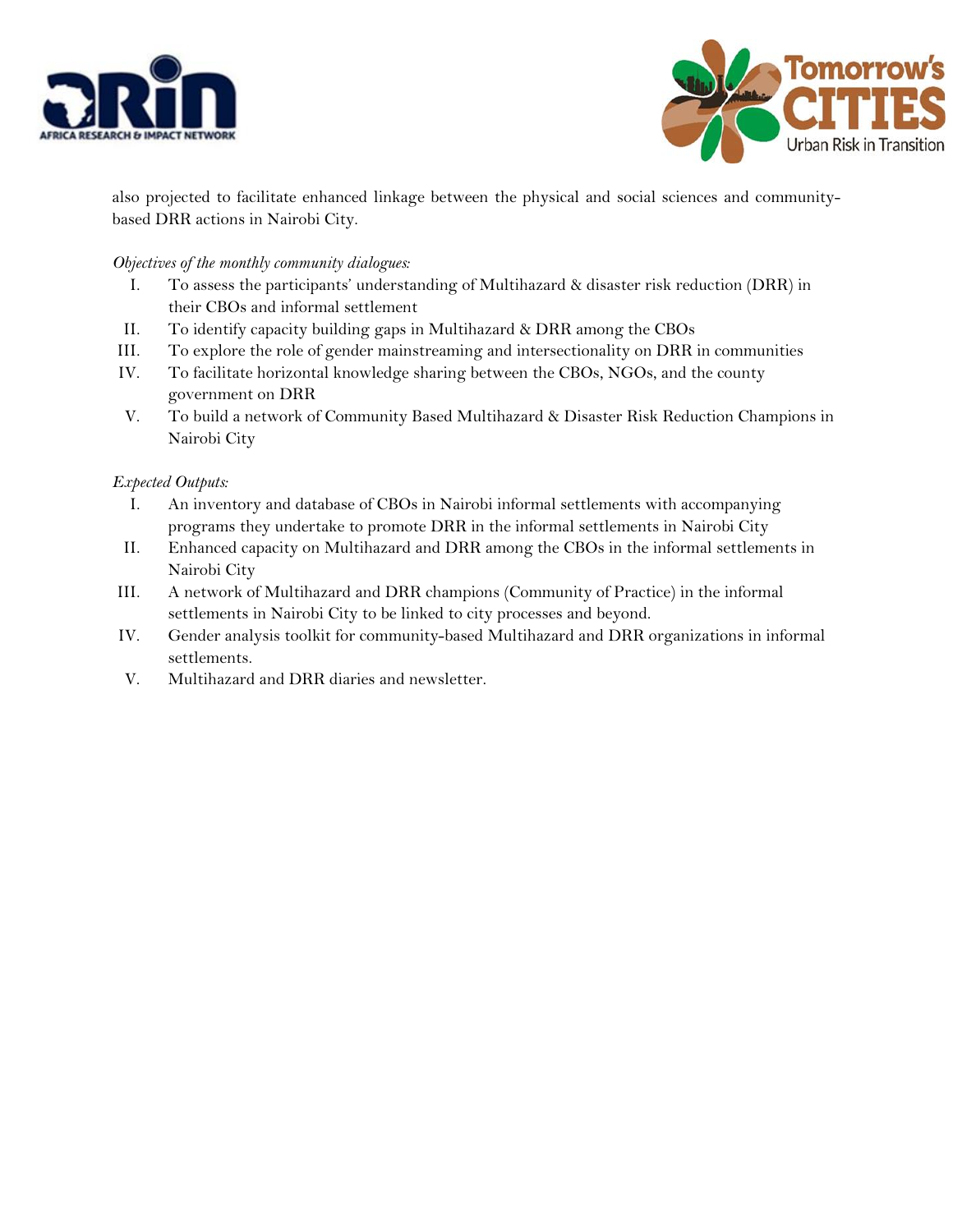also projected to facilitate enhanced linkage between the physical and social sciences and community-based DRR actions in Nairobi City.

*Objectives of the monthly community dialogues:*

I. To assess the participants' understanding of Multihazard & disaster risk reduction (DRR) in their CBOs and informal settlement
II. To identify capacity building gaps in Multihazard & DRR among the CBOs
III. To explore the role of gender mainstreaming and intersectionality on DRR in communities
IV. To facilitate horizontal knowledge sharing between the CBOs, NGOs, and the county government on DRR
V. To build a network of Community Based Multihazard & Disaster Risk Reduction Champions in Nairobi City

*Expected Outputs:*

I. An inventory and database of CBOs in Nairobi informal settlements with accompanying programs they undertake to promote DRR in the informal settlements in Nairobi City
II. Enhanced capacity on Multihazard and DRR among the CBOs in the informal settlements in Nairobi City
III. A network of Multihazard and DRR champions (Community of Practice) in the informal settlements in Nairobi City to be linked to city processes and beyond.
IV. Gender analysis toolkit for community-based Multihazard and DRR organizations in informal settlements.
V. Multihazard and DRR diaries and newsletter.